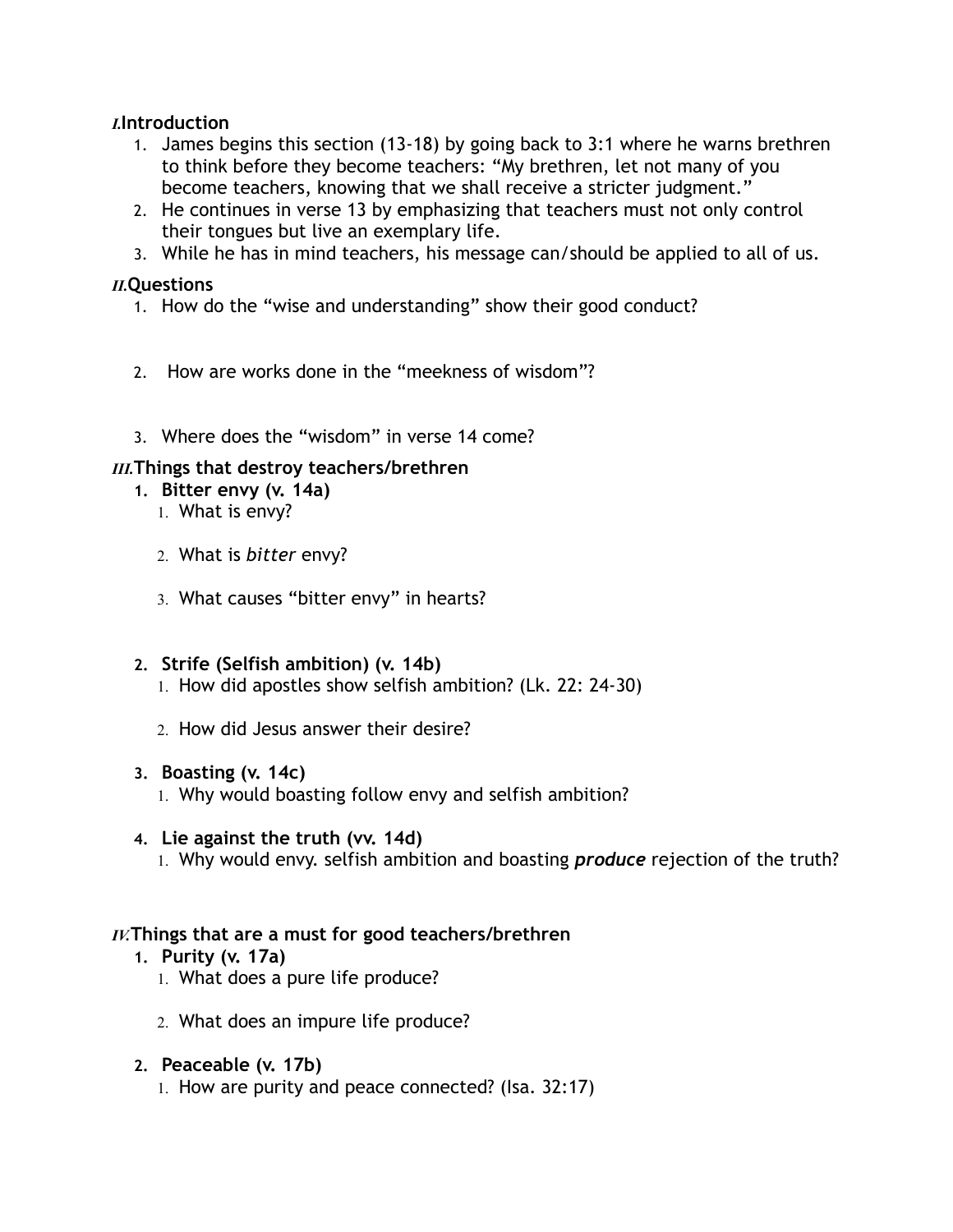## I. Introduction

1. James begins this section (13-18) by going back to 3:1 where he warns brethren to think before they become teachers: "My brethren, let not many of you become teachers, knowing that we shall receive a stricter judgment."
2. He continues in verse 13 by emphasizing that teachers must not only control their tongues but live an exemplary life.
3. While he has in mind teachers, his message can/should be applied to all of us.

## II. Questions

1. How do the "wise and understanding" show their good conduct?
2. How are works done in the "meekness of wisdom"?
3. Where does the "wisdom" in verse 14 come?

## III. Things that destroy teachers/brethren

1. **Bitter envy (v. 14a)**
   1. What is envy?
   2. What is *bitter* envy?
   3. What causes "bitter envy" in hearts?
2. **Strife (Selfish ambition) (v. 14b)**
   1. How did apostles show selfish ambition? (Lk. 22: 24-30)
   2. How did Jesus answer their desire?
3. **Boasting (v. 14c)**
   1. Why would boasting follow envy and selfish ambition?
4. **Lie against the truth (vv. 14d)**
   1. Why would envy. selfish ambition and boasting ***produce*** rejection of the truth?

## IV. Things that are a must for good teachers/brethren

1. **Purity (v. 17a)**
   1. What does a pure life produce?
   2. What does an impure life produce?
2. **Peaceable (v. 17b)**
   1. How are purity and peace connected? (Isa. 32:17)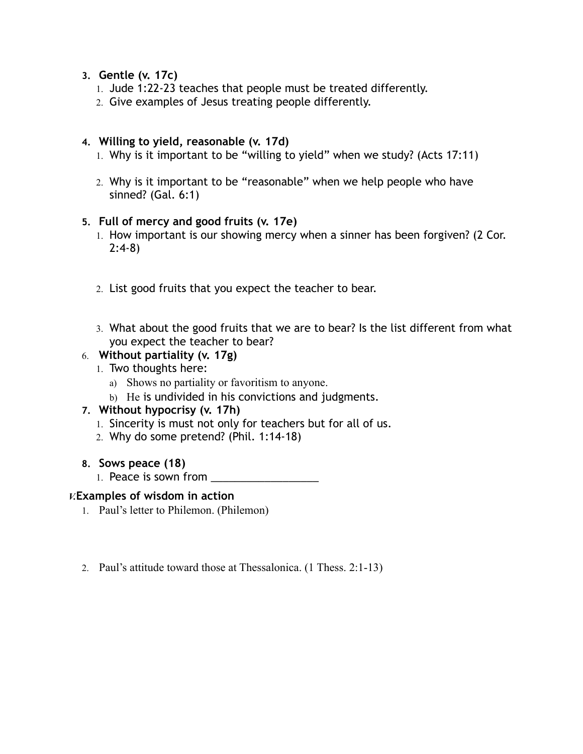3. **Gentle (v. 17c)**
   1. Jude 1:22-23 teaches that people must be treated differently.
   2. Give examples of Jesus treating people differently.

4. **Willing to yield, reasonable (v. 17d)**
   1. Why is it important to be "willing to yield" when we study? (Acts 17:11)

   2. Why is it important to be "reasonable" when we help people who have sinned? (Gal. 6:1)

5. **Full of mercy and good fruits (v. 17e)**
   1. How important is our showing mercy when a sinner has been forgiven? (2 Cor. 2:4-8)

   2. List good fruits that you expect the teacher to bear.

   3. What about the good fruits that we are to bear? Is the list different from what you expect the teacher to bear?

6. **Without partiality (v. 17g)**
   1. Two thoughts here:
      a) Shows no partiality or favoritism to anyone.
      b) He is undivided in his convictions and judgments.

7. **Without hypocrisy (v. 17h)**
   1. Sincerity is must not only for teachers but for all of us.
   2. Why do some pretend? (Phil. 1:14-18)

8. **Sows peace (18)**
   1. Peace is sown from __________________

V. **Examples of wisdom in action**
   1. Paul's letter to Philemon. (Philemon)

   2. Paul's attitude toward those at Thessalonica. (1 Thess. 2:1-13)